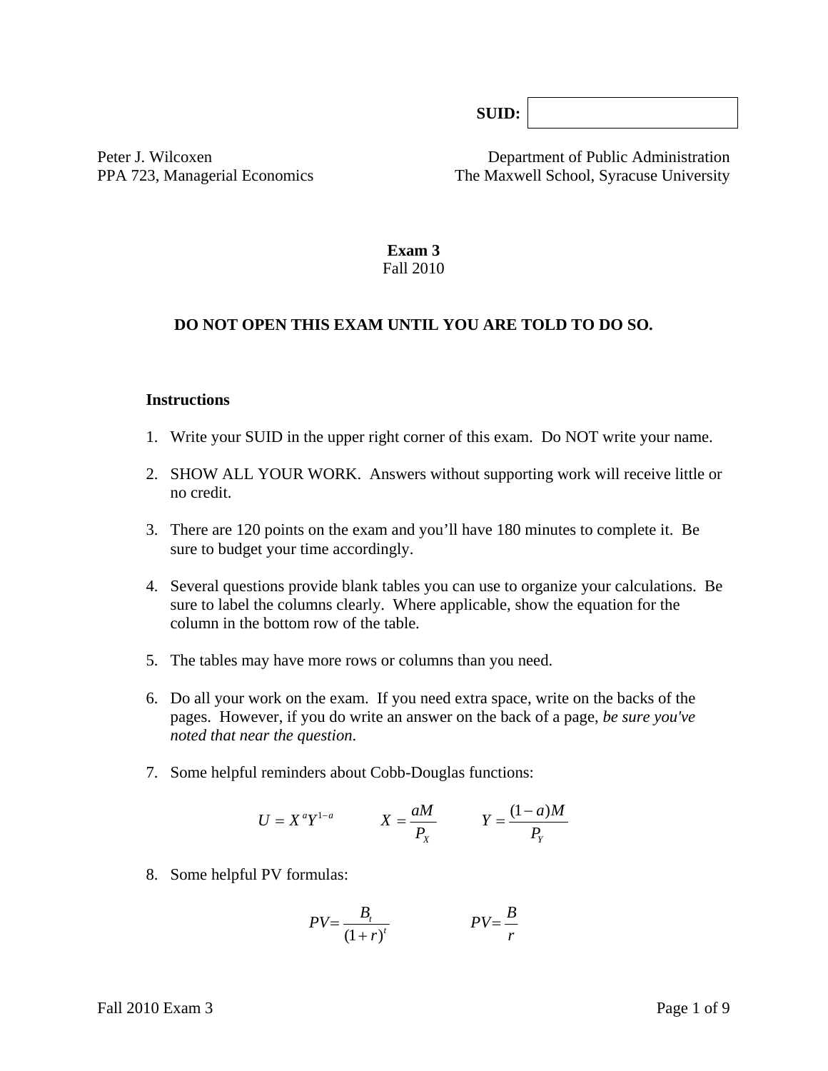**SUID:** 

Peter J. Wilcoxen
PPA 723, Managerial Economics

Department of Public Administration
The Maxwell School, Syracuse University

**Exam 3**
Fall 2010

**DO NOT OPEN THIS EXAM UNTIL YOU ARE TOLD TO DO SO.**

**Instructions**

1. Write your SUID in the upper right corner of this exam. Do NOT write your name.

2. SHOW ALL YOUR WORK. Answers without supporting work will receive little or no credit.

3. There are 120 points on the exam and you'll have 180 minutes to complete it. Be sure to budget your time accordingly.

4. Several questions provide blank tables you can use to organize your calculations. Be sure to label the columns clearly. Where applicable, show the equation for the column in the bottom row of the table.

5. The tables may have more rows or columns than you need.

6. Do all your work on the exam. If you need extra space, write on the backs of the pages. However, if you do write an answer on the back of a page, *be sure you've noted that near the question*.

7. Some helpful reminders about Cobb-Douglas functions:

$$U = X^a Y^{1-a} \qquad X = \frac{aM}{P_X} \qquad Y = \frac{(1-a)M}{P_Y}$$

8. Some helpful PV formulas:

$$PV = \frac{B_t}{(1+r)^t} \qquad PV = \frac{B}{r}$$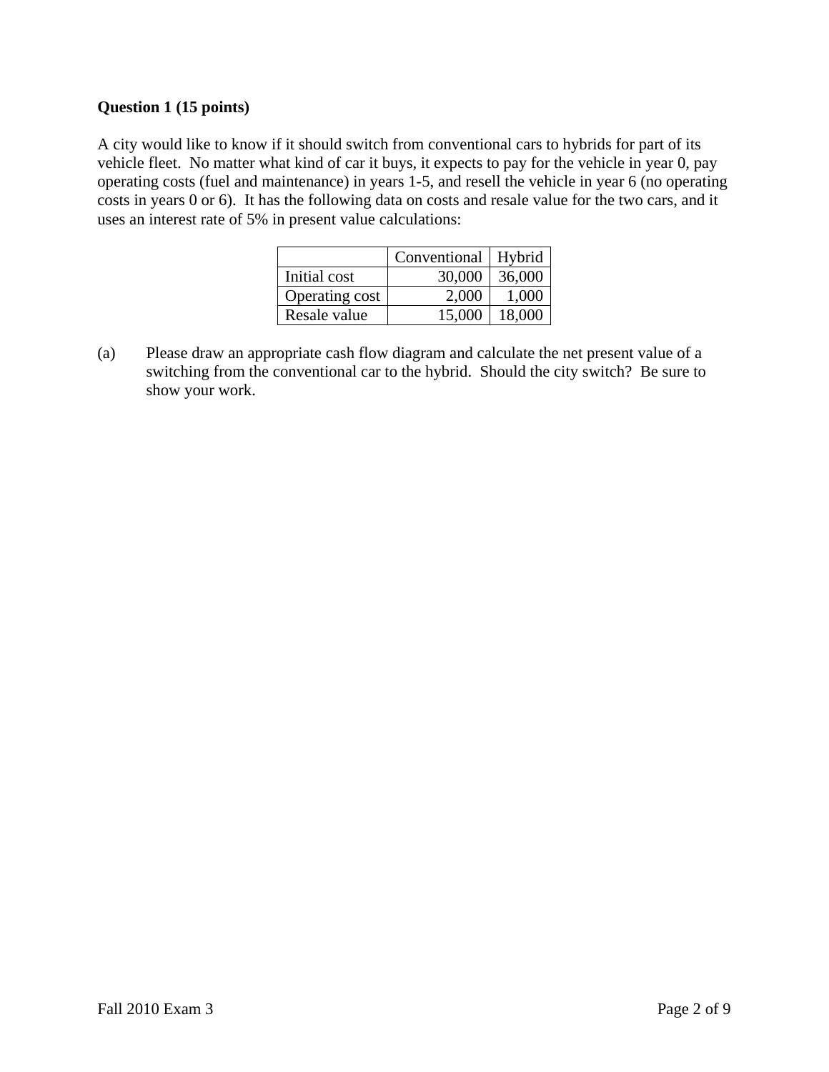**Question 1 (15 points)**

A city would like to know if it should switch from conventional cars to hybrids for part of its vehicle fleet. No matter what kind of car it buys, it expects to pay for the vehicle in year 0, pay operating costs (fuel and maintenance) in years 1-5, and resell the vehicle in year 6 (no operating costs in years 0 or 6). It has the following data on costs and resale value for the two cars, and it uses an interest rate of 5% in present value calculations:

| | Conventional | Hybrid |
|---|---:|---:|
| Initial cost | 30,000 | 36,000 |
| Operating cost | 2,000 | 1,000 |
| Resale value | 15,000 | 18,000 |

(a) Please draw an appropriate cash flow diagram and calculate the net present value of a switching from the conventional car to the hybrid. Should the city switch? Be sure to show your work.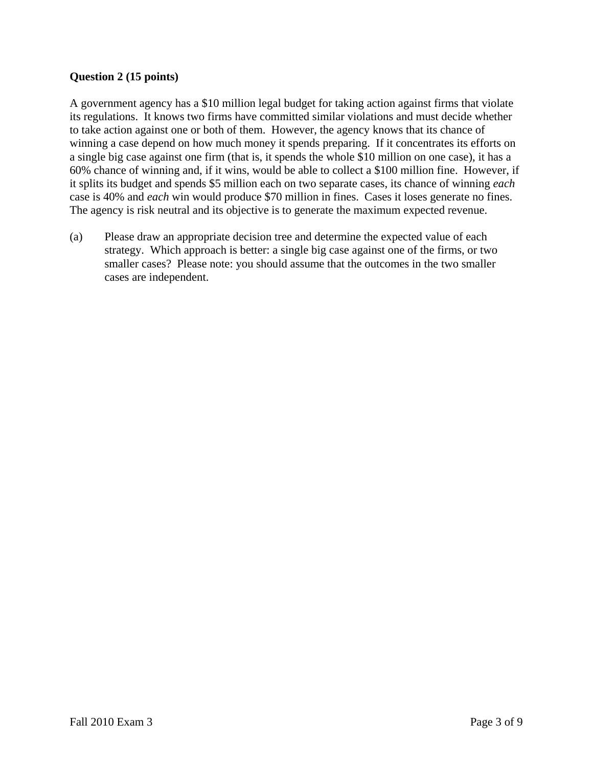**Question 2 (15 points)**

A government agency has a $10 million legal budget for taking action against firms that violate its regulations. It knows two firms have committed similar violations and must decide whether to take action against one or both of them. However, the agency knows that its chance of winning a case depend on how much money it spends preparing. If it concentrates its efforts on a single big case against one firm (that is, it spends the whole $10 million on one case), it has a 60% chance of winning and, if it wins, would be able to collect a $100 million fine. However, if it splits its budget and spends $5 million each on two separate cases, its chance of winning *each* case is 40% and *each* win would produce $70 million in fines. Cases it loses generate no fines. The agency is risk neutral and its objective is to generate the maximum expected revenue.

(a) Please draw an appropriate decision tree and determine the expected value of each strategy. Which approach is better: a single big case against one of the firms, or two smaller cases? Please note: you should assume that the outcomes in the two smaller cases are independent.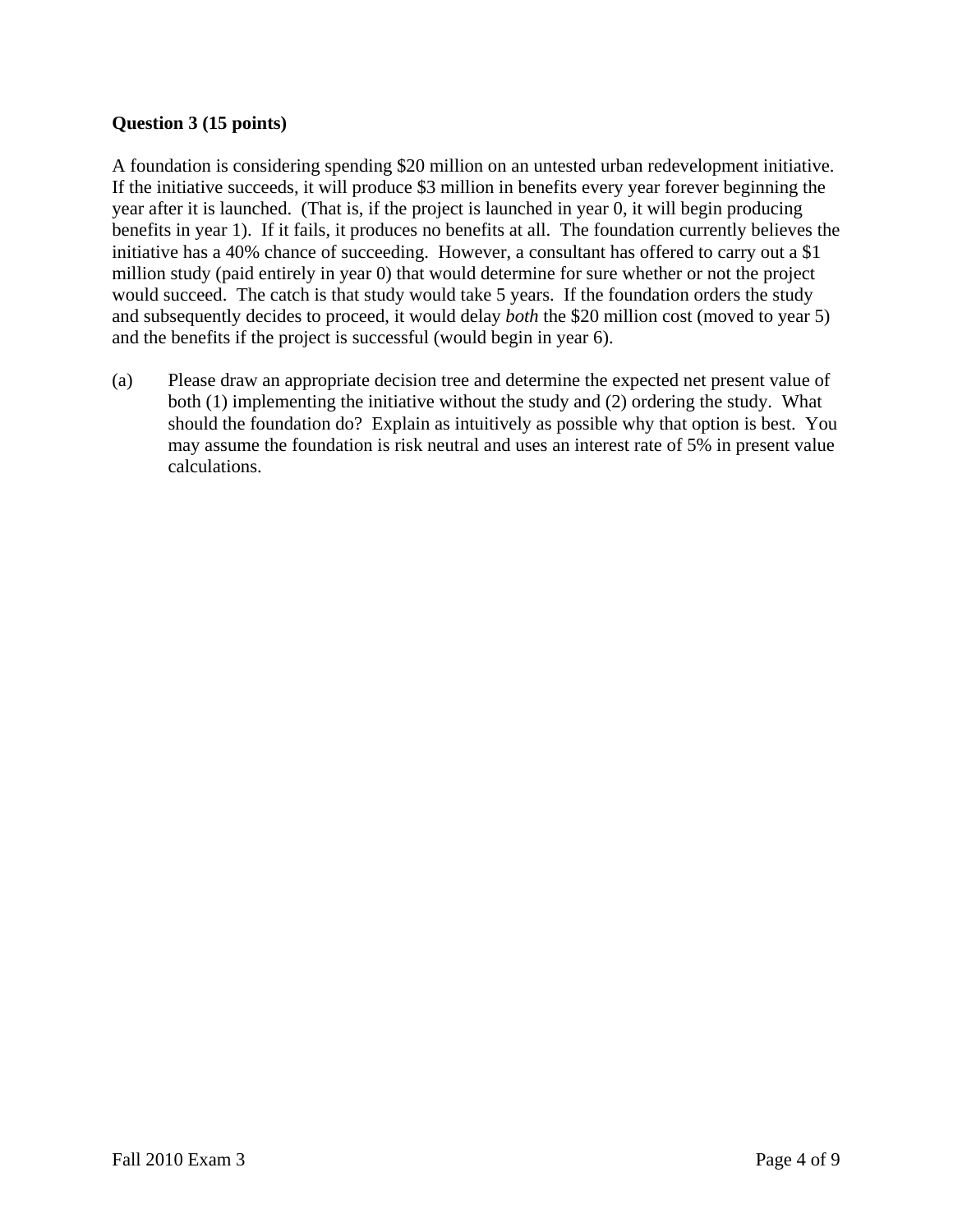**Question 3 (15 points)**

A foundation is considering spending $20 million on an untested urban redevelopment initiative. If the initiative succeeds, it will produce $3 million in benefits every year forever beginning the year after it is launched. (That is, if the project is launched in year 0, it will begin producing benefits in year 1). If it fails, it produces no benefits at all. The foundation currently believes the initiative has a 40% chance of succeeding. However, a consultant has offered to carry out a $1 million study (paid entirely in year 0) that would determine for sure whether or not the project would succeed. The catch is that study would take 5 years. If the foundation orders the study and subsequently decides to proceed, it would delay *both* the $20 million cost (moved to year 5) and the benefits if the project is successful (would begin in year 6).

(a) Please draw an appropriate decision tree and determine the expected net present value of both (1) implementing the initiative without the study and (2) ordering the study. What should the foundation do? Explain as intuitively as possible why that option is best. You may assume the foundation is risk neutral and uses an interest rate of 5% in present value calculations.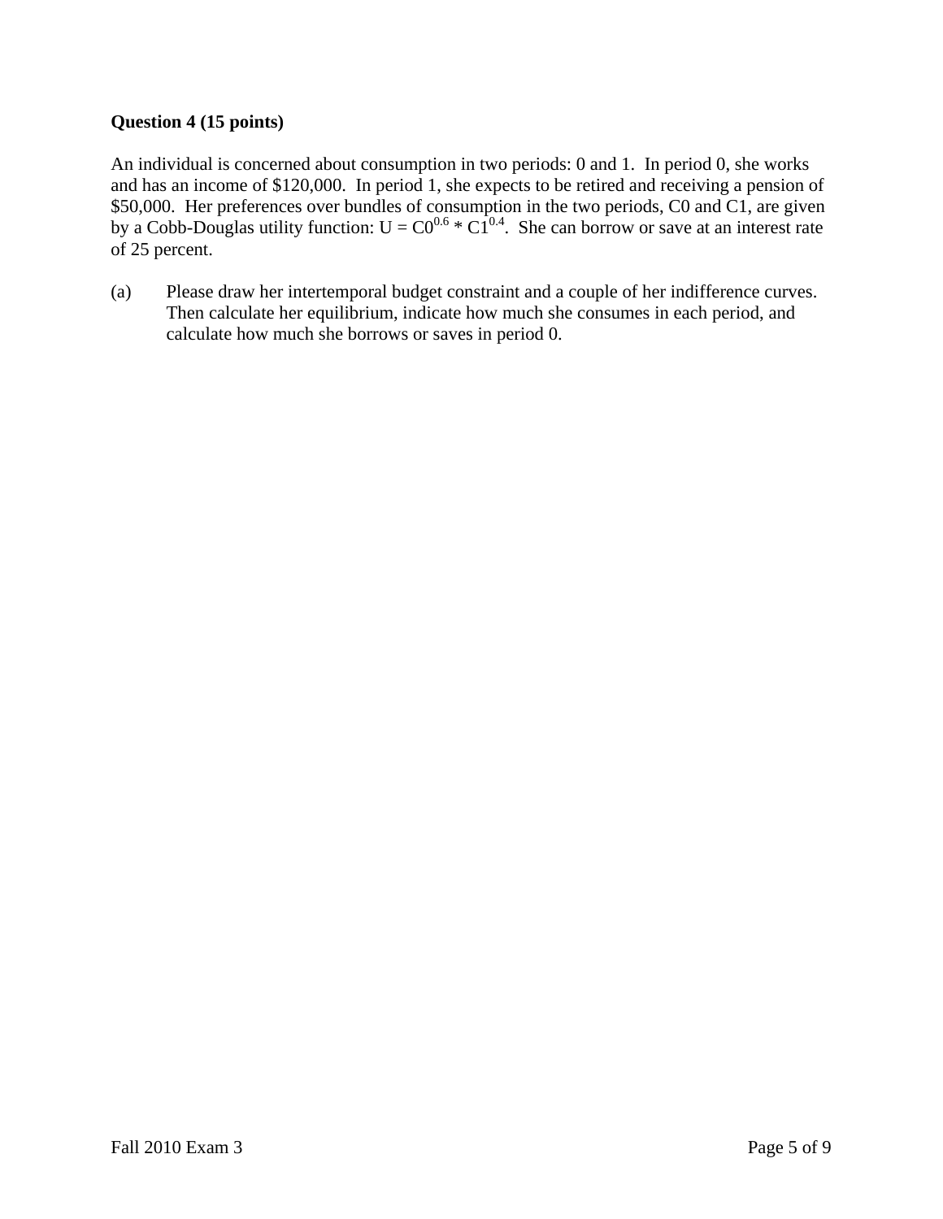**Question 4 (15 points)**

An individual is concerned about consumption in two periods: 0 and 1. In period 0, she works and has an income of $120,000. In period 1, she expects to be retired and receiving a pension of $50,000. Her preferences over bundles of consumption in the two periods, C0 and C1, are given by a Cobb-Douglas utility function: $U = C0^{0.6} * C1^{0.4}$. She can borrow or save at an interest rate of 25 percent.

(a) Please draw her intertemporal budget constraint and a couple of her indifference curves. Then calculate her equilibrium, indicate how much she consumes in each period, and calculate how much she borrows or saves in period 0.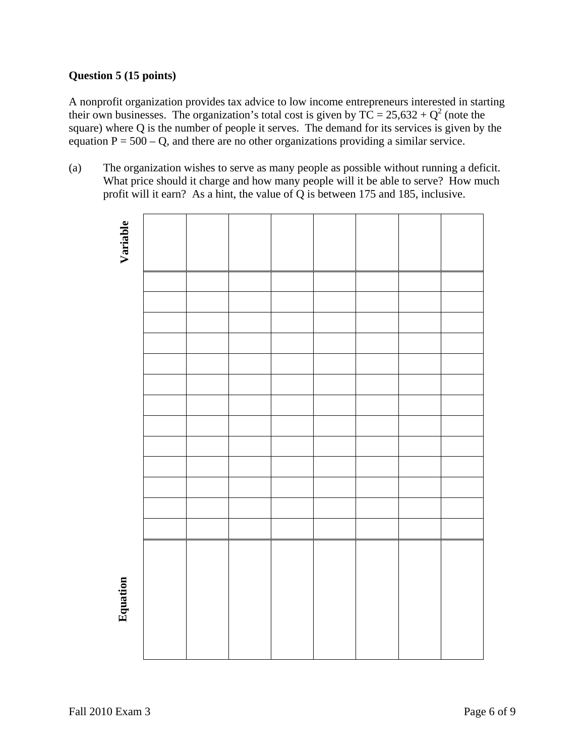**Question 5 (15 points)**

A nonprofit organization provides tax advice to low income entrepreneurs interested in starting their own businesses. The organization's total cost is given by $TC = 25{,}632 + Q^2$ (note the square) where Q is the number of people it serves. The demand for its services is given by the equation $P = 500 - Q$, and there are no other organizations providing a similar service.

(a) The organization wishes to serve as many people as possible without running a deficit. What price should it charge and how many people will it be able to serve? How much profit will it earn? As a hint, the value of Q is between 175 and 185, inclusive.

| Variable | | | | | | | |
|---|---|---|---|---|---|---|---|
| | | | | | | | |
| | | | | | | | |
| | | | | | | | |
| | | | | | | | |
| | | | | | | | |
| | | | | | | | |
| | | | | | | | |
| | | | | | | | |
| | | | | | | | |
| | | | | | | | |
| | | | | | | | |
| | | | | | | | |
| | | | | | | | |
| **Equation** | | | | | | | |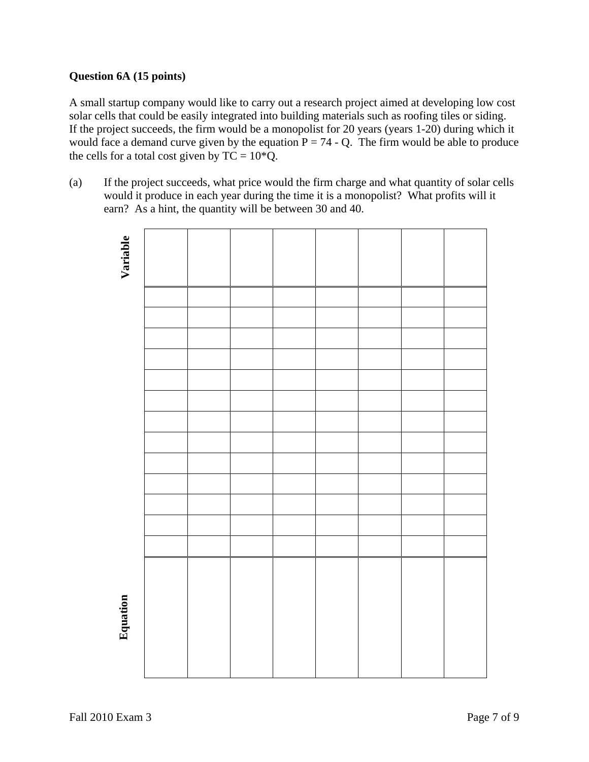**Question 6A (15 points)**

A small startup company would like to carry out a research project aimed at developing low cost solar cells that could be easily integrated into building materials such as roofing tiles or siding. If the project succeeds, the firm would be a monopolist for 20 years (years 1-20) during which it would face a demand curve given by the equation $P = 74 - Q$. The firm would be able to produce the cells for a total cost given by $TC = 10*Q$.

(a) If the project succeeds, what price would the firm charge and what quantity of solar cells would it produce in each year during the time it is a monopolist? What profits will it earn? As a hint, the quantity will be between 30 and 40.

| **Variable** | | | | | | | | |
|---|---|---|---|---|---|---|---|---|
| | | | | | | | | |
| | | | | | | | | |
| | | | | | | | | |
| | | | | | | | | |
| | | | | | | | | |
| | | | | | | | | |
| | | | | | | | | |
| | | | | | | | | |
| | | | | | | | | |
| | | | | | | | | |
| | | | | | | | | |
| | | | | | | | | |
| | | | | | | | | |
| **Equation** | | | | | | | | |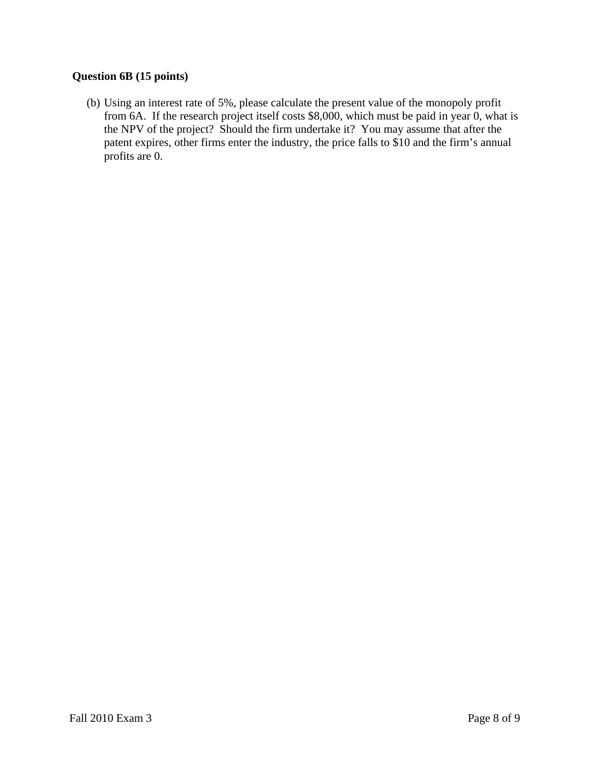**Question 6B (15 points)**

(b) Using an interest rate of 5%, please calculate the present value of the monopoly profit from 6A. If the research project itself costs $8,000, which must be paid in year 0, what is the NPV of the project? Should the firm undertake it? You may assume that after the patent expires, other firms enter the industry, the price falls to $10 and the firm's annual profits are 0.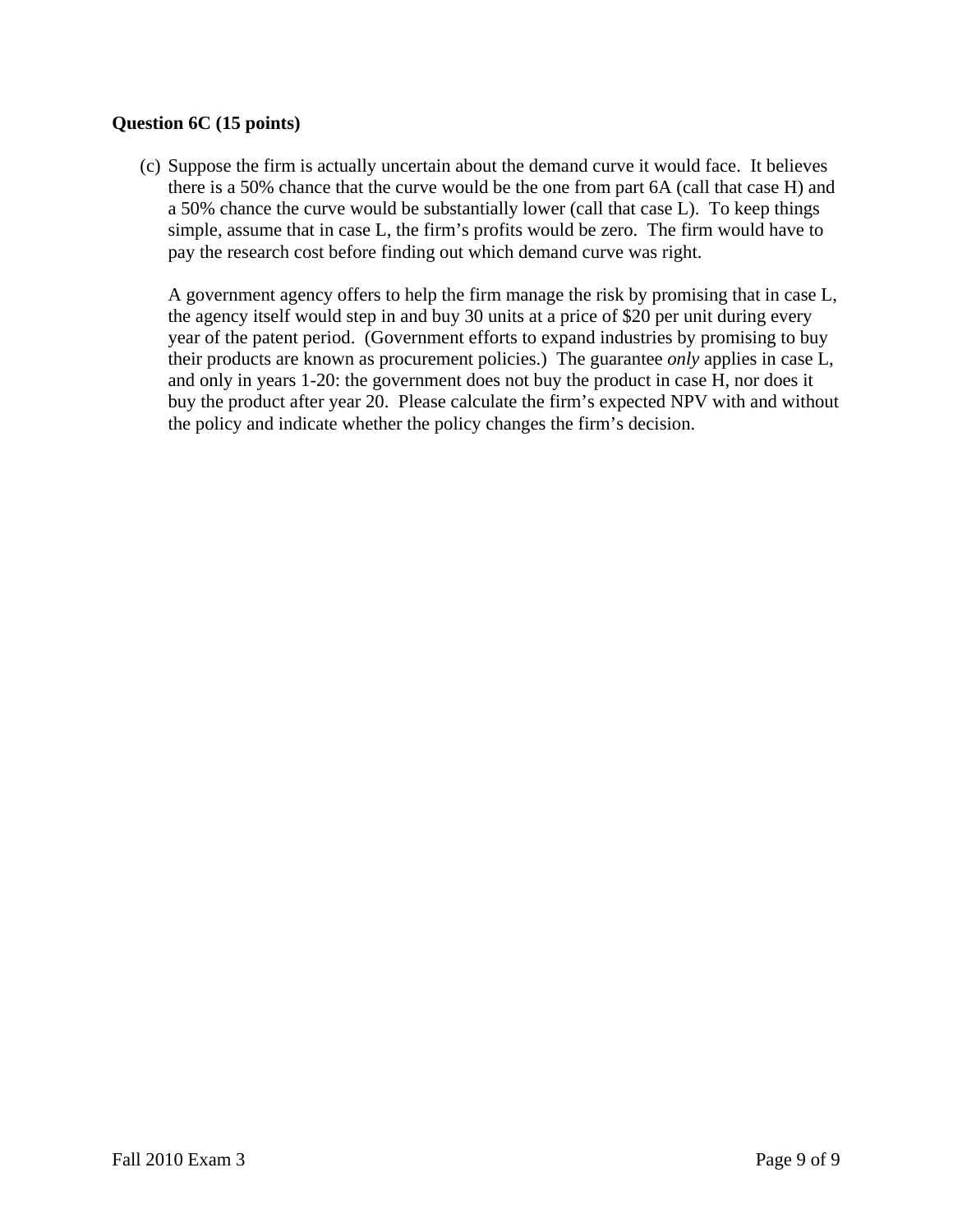**Question 6C (15 points)**

(c) Suppose the firm is actually uncertain about the demand curve it would face. It believes there is a 50% chance that the curve would be the one from part 6A (call that case H) and a 50% chance the curve would be substantially lower (call that case L). To keep things simple, assume that in case L, the firm's profits would be zero. The firm would have to pay the research cost before finding out which demand curve was right.

A government agency offers to help the firm manage the risk by promising that in case L, the agency itself would step in and buy 30 units at a price of \$20 per unit during every year of the patent period. (Government efforts to expand industries by promising to buy their products are known as procurement policies.) The guarantee *only* applies in case L, and only in years 1-20: the government does not buy the product in case H, nor does it buy the product after year 20. Please calculate the firm's expected NPV with and without the policy and indicate whether the policy changes the firm's decision.